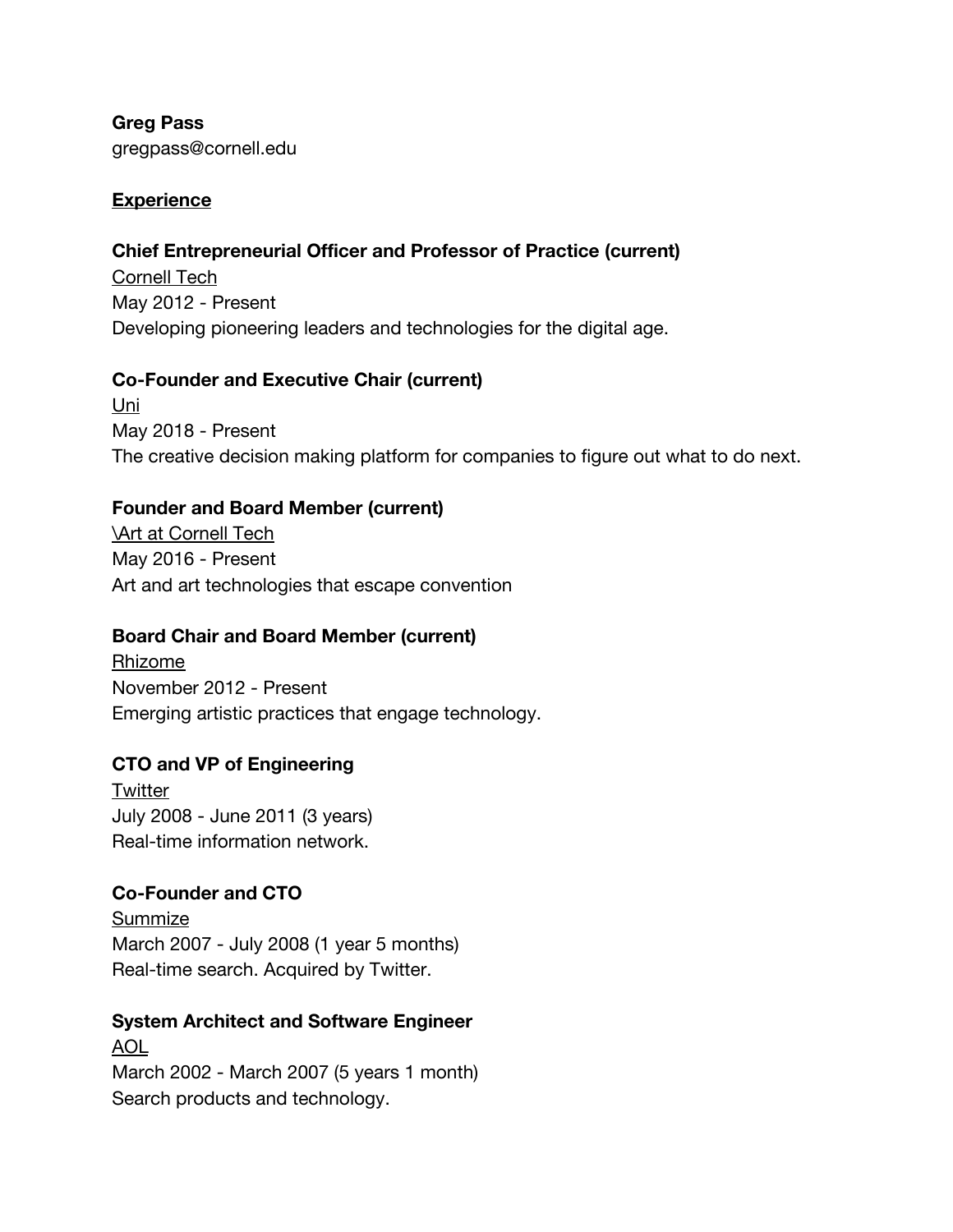**Greg Pass**
gregpass@cornell.edu

## Experience

**Chief Entrepreneurial Officer and Professor of Practice (current)**
Cornell Tech
May 2012 - Present
Developing pioneering leaders and technologies for the digital age.

**Co-Founder and Executive Chair (current)**
Uni
May 2018 - Present
The creative decision making platform for companies to figure out what to do next.

**Founder and Board Member (current)**
\Art at Cornell Tech
May 2016 - Present
Art and art technologies that escape convention

**Board Chair and Board Member (current)**
Rhizome
November 2012 - Present
Emerging artistic practices that engage technology.

**CTO and VP of Engineering**
Twitter
July 2008 - June 2011 (3 years)
Real-time information network.

**Co-Founder and CTO**
Summize
March 2007 - July 2008 (1 year 5 months)
Real-time search. Acquired by Twitter.

**System Architect and Software Engineer**
AOL
March 2002 - March 2007 (5 years 1 month)
Search products and technology.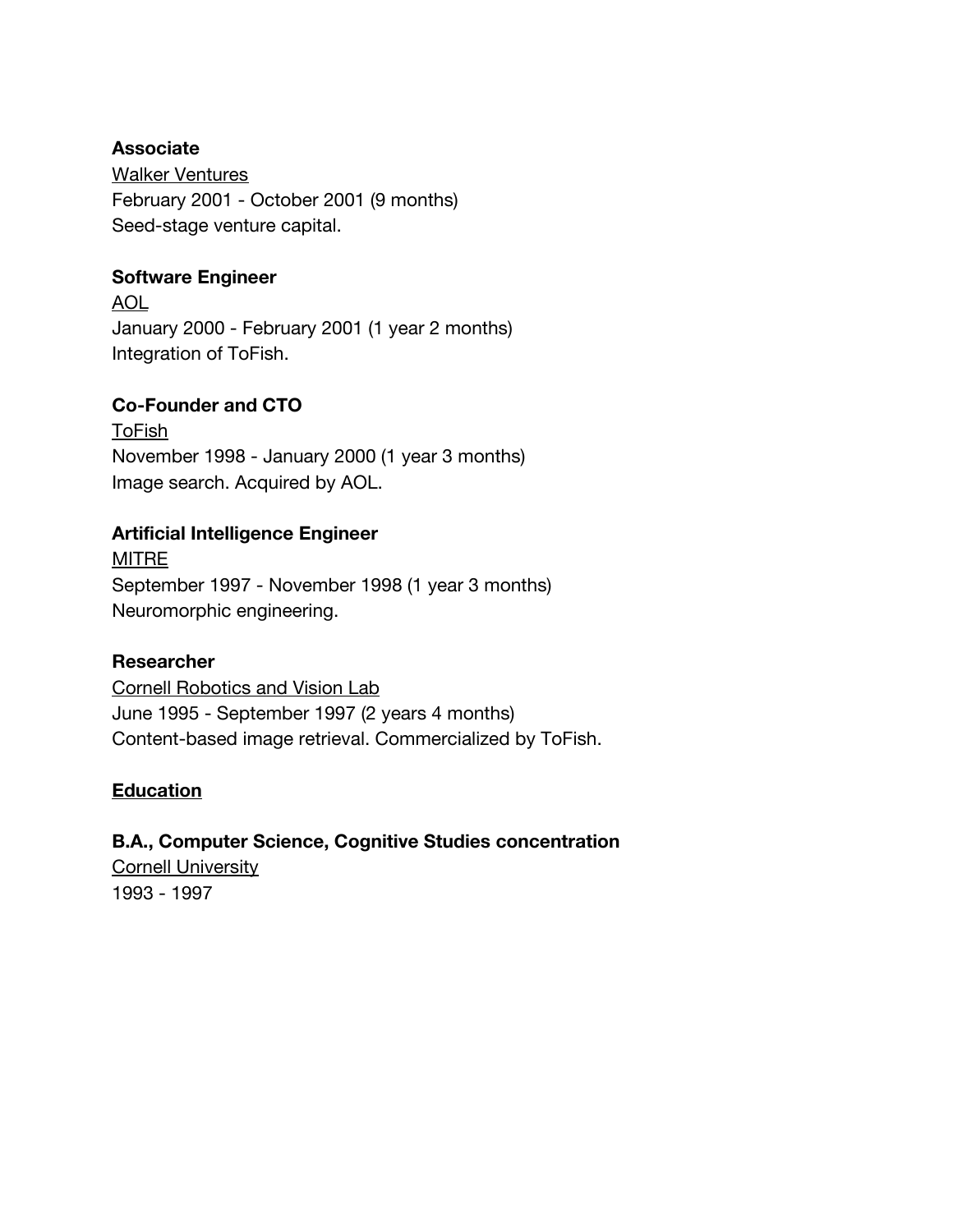**Associate**
Walker Ventures
February 2001 - October 2001 (9 months)
Seed-stage venture capital.

**Software Engineer**
AOL
January 2000 - February 2001 (1 year 2 months)
Integration of ToFish.

**Co-Founder and CTO**
ToFish
November 1998 - January 2000 (1 year 3 months)
Image search. Acquired by AOL.

**Artificial Intelligence Engineer**
MITRE
September 1997 - November 1998 (1 year 3 months)
Neuromorphic engineering.

**Researcher**
Cornell Robotics and Vision Lab
June 1995 - September 1997 (2 years 4 months)
Content-based image retrieval. Commercialized by ToFish.

## Education

**B.A., Computer Science, Cognitive Studies concentration**
Cornell University
1993 - 1997